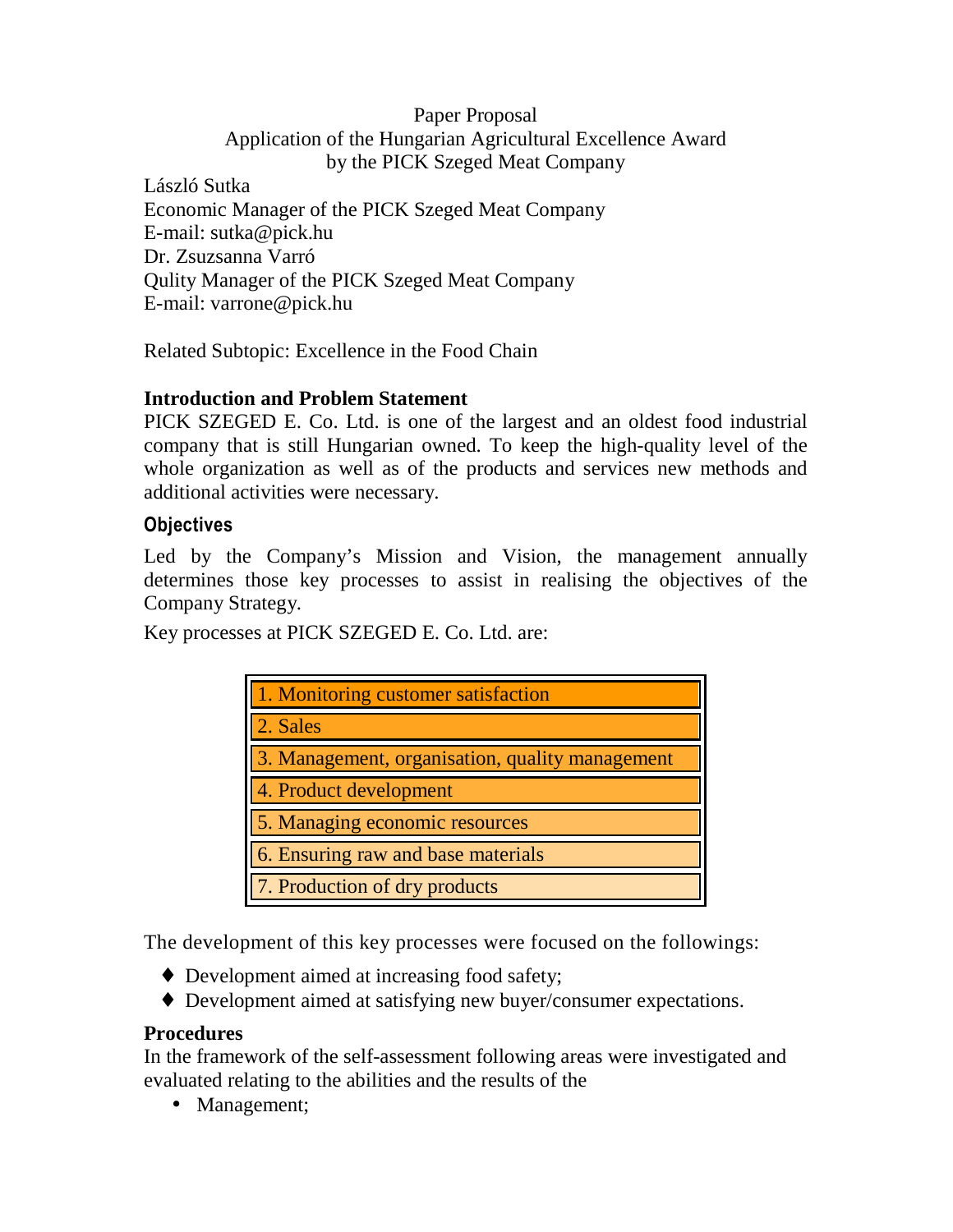Paper Proposal

Application of the Hungarian Agricultural Excellence Award by the PICK Szeged Meat Company

László Sutka
Economic Manager of the PICK Szeged Meat Company
E-mail: sutka@pick.hu
Dr. Zsuzsanna Varró
Qulity Manager of the PICK Szeged Meat Company
E-mail: varrone@pick.hu

Related Subtopic: Excellence in the Food Chain

**Introduction and Problem Statement**

PICK SZEGED E. Co. Ltd. is one of the largest and an oldest food industrial company that is still Hungarian owned. To keep the high-quality level of the whole organization as well as of the products and services new methods and additional activities were necessary.

**Objectives**

Led by the Company's Mission and Vision, the management annually determines those key processes to assist in realising the objectives of the Company Strategy.

Key processes at PICK SZEGED E. Co. Ltd. are:

| |
|---|
| 1. Monitoring customer satisfaction |
| 2. Sales |
| 3. Management, organisation, quality management |
| 4. Product development |
| 5. Managing economic resources |
| 6. Ensuring raw and base materials |
| 7. Production of dry products |

The development of this key processes were focused on the followings:

- Development aimed at increasing food safety;
- Development aimed at satisfying new buyer/consumer expectations.

**Procedures**

In the framework of the self-assessment following areas were investigated and evaluated relating to the abilities and the results of the

- Management;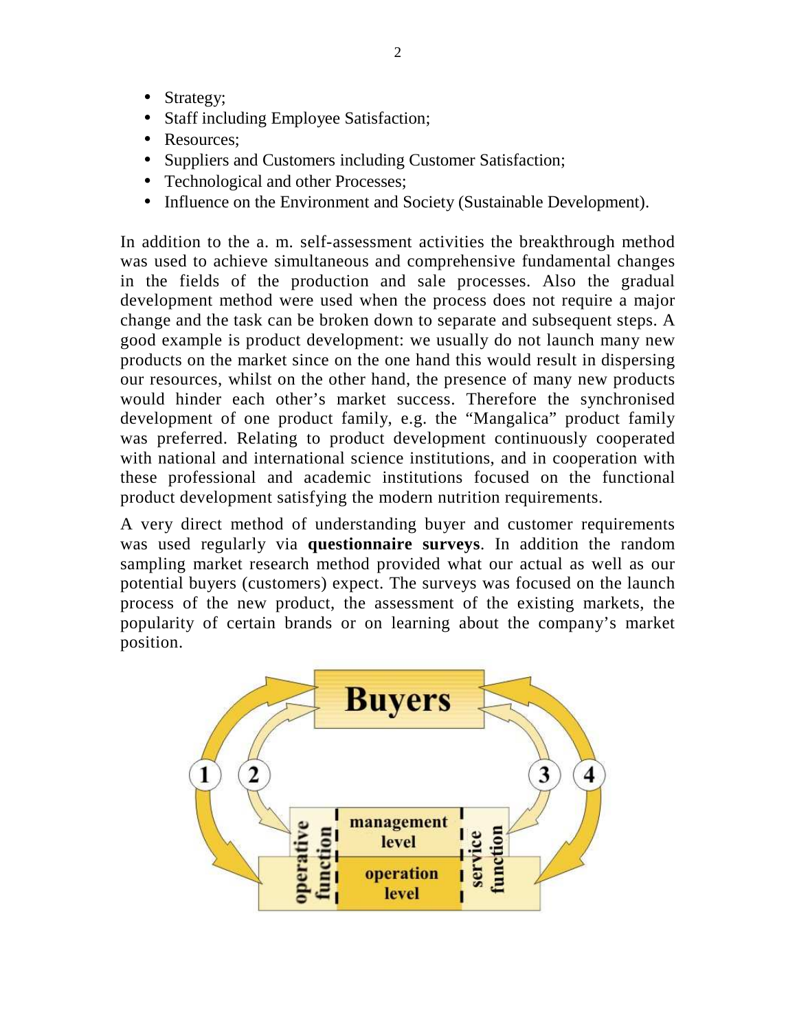- Strategy;
- Staff including Employee Satisfaction;
- Resources;
- Suppliers and Customers including Customer Satisfaction;
- Technological and other Processes;
- Influence on the Environment and Society (Sustainable Development).

In addition to the a. m. self-assessment activities the breakthrough method was used to achieve simultaneous and comprehensive fundamental changes in the fields of the production and sale processes. Also the gradual development method were used when the process does not require a major change and the task can be broken down to separate and subsequent steps. A good example is product development: we usually do not launch many new products on the market since on the one hand this would result in dispersing our resources, whilst on the other hand, the presence of many new products would hinder each other's market success. Therefore the synchronised development of one product family, e.g. the "Mangalica" product family was preferred. Relating to product development continuously cooperated with national and international science institutions, and in cooperation with these professional and academic institutions focused on the functional product development satisfying the modern nutrition requirements.

A very direct method of understanding buyer and customer requirements was used regularly via **questionnaire surveys**. In addition the random sampling market research method provided what our actual as well as our potential buyers (customers) expect. The surveys was focused on the launch process of the new product, the assessment of the existing markets, the popularity of certain brands or on learning about the company's market position.

Buyers

1 2 3 4

operative function | management level | operation level | service function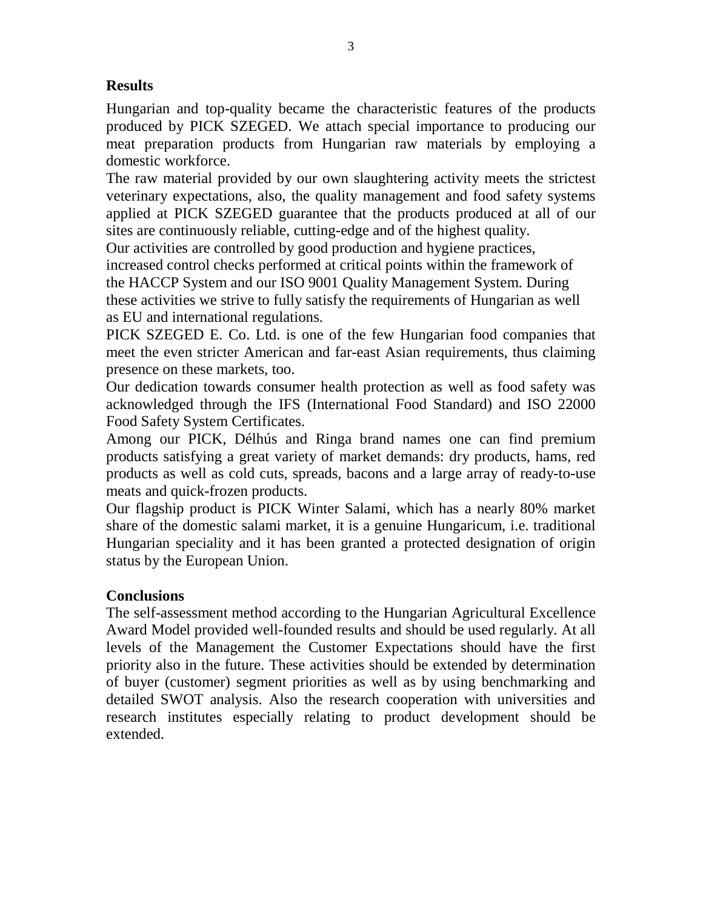## Results

Hungarian and top-quality became the characteristic features of the products produced by PICK SZEGED. We attach special importance to producing our meat preparation products from Hungarian raw materials by employing a domestic workforce.

The raw material provided by our own slaughtering activity meets the strictest veterinary expectations, also, the quality management and food safety systems applied at PICK SZEGED guarantee that the products produced at all of our sites are continuously reliable, cutting-edge and of the highest quality.

Our activities are controlled by good production and hygiene practices, increased control checks performed at critical points within the framework of the HACCP System and our ISO 9001 Quality Management System. During these activities we strive to fully satisfy the requirements of Hungarian as well as EU and international regulations.

PICK SZEGED E. Co. Ltd. is one of the few Hungarian food companies that meet the even stricter American and far-east Asian requirements, thus claiming presence on these markets, too.

Our dedication towards consumer health protection as well as food safety was acknowledged through the IFS (International Food Standard) and ISO 22000 Food Safety System Certificates.

Among our PICK, Délhús and Ringa brand names one can find premium products satisfying a great variety of market demands: dry products, hams, red products as well as cold cuts, spreads, bacons and a large array of ready-to-use meats and quick-frozen products.

Our flagship product is PICK Winter Salami, which has a nearly 80% market share of the domestic salami market, it is a genuine Hungaricum, i.e. traditional Hungarian speciality and it has been granted a protected designation of origin status by the European Union.

## Conclusions

The self-assessment method according to the Hungarian Agricultural Excellence Award Model provided well-founded results and should be used regularly. At all levels of the Management the Customer Expectations should have the first priority also in the future. These activities should be extended by determination of buyer (customer) segment priorities as well as by using benchmarking and detailed SWOT analysis. Also the research cooperation with universities and research institutes especially relating to product development should be extended.